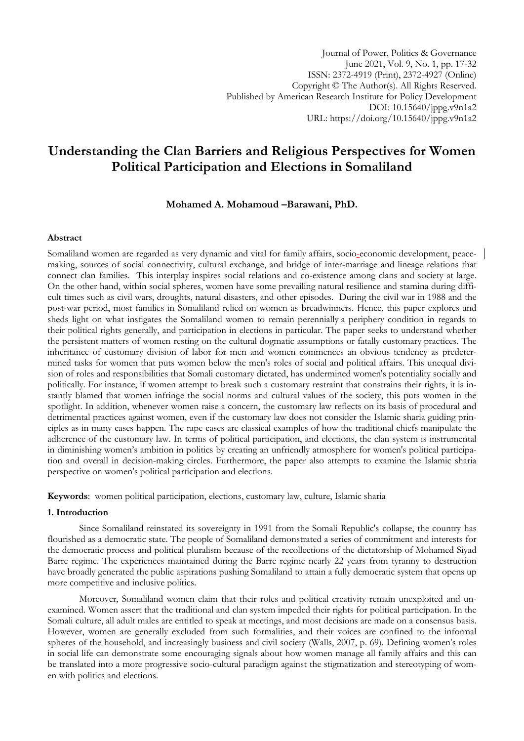# Understanding the Clan Barriers and Religious Perspectives for Women Political Participation and Elections in Somaliland

**Mohamed A. Mohamoud –Barawani, PhD.**

## Abstract

Somaliland women are regarded as very dynamic and vital for family affairs, socio-economic development, peace-making, sources of social connectivity, cultural exchange, and bridge of inter-marriage and lineage relations that connect clan families. This interplay inspires social relations and co-existence among clans and society at large. On the other hand, within social spheres, women have some prevailing natural resilience and stamina during difficult times such as civil wars, droughts, natural disasters, and other episodes. During the civil war in 1988 and the post-war period, most families in Somaliland relied on women as breadwinners. Hence, this paper explores and sheds light on what instigates the Somaliland women to remain perennially a periphery condition in regards to their political rights generally, and participation in elections in particular. The paper seeks to understand whether the persistent matters of women resting on the cultural dogmatic assumptions or fatally customary practices. The inheritance of customary division of labor for men and women commences an obvious tendency as predetermined tasks for women that puts women below the men's roles of social and political affairs. This unequal division of roles and responsibilities that Somali customary dictated, has undermined women's potentiality socially and politically. For instance, if women attempt to break such a customary restraint that constrains their rights, it is instantly blamed that women infringe the social norms and cultural values of the society, this puts women in the spotlight. In addition, whenever women raise a concern, the customary law reflects on its basis of procedural and detrimental practices against women, even if the customary law does not consider the Islamic sharia guiding principles as in many cases happen. The rape cases are classical examples of how the traditional chiefs manipulate the adherence of the customary law. In terms of political participation, and elections, the clan system is instrumental in diminishing women's ambition in politics by creating an unfriendly atmosphere for women's political participation and overall in decision-making circles. Furthermore, the paper also attempts to examine the Islamic sharia perspective on women's political participation and elections.

**Keywords**: women political participation, elections, customary law, culture, Islamic sharia

## 1. Introduction

Since Somaliland reinstated its sovereignty in 1991 from the Somali Republic's collapse, the country has flourished as a democratic state. The people of Somaliland demonstrated a series of commitment and interests for the democratic process and political pluralism because of the recollections of the dictatorship of Mohamed Siyad Barre regime. The experiences maintained during the Barre regime nearly 22 years from tyranny to destruction have broadly generated the public aspirations pushing Somaliland to attain a fully democratic system that opens up more competitive and inclusive politics.

Moreover, Somaliland women claim that their roles and political creativity remain unexploited and unexamined. Women assert that the traditional and clan system impeded their rights for political participation. In the Somali culture, all adult males are entitled to speak at meetings, and most decisions are made on a consensus basis. However, women are generally excluded from such formalities, and their voices are confined to the informal spheres of the household, and increasingly business and civil society (Walls, 2007, p. 69). Defining women's roles in social life can demonstrate some encouraging signals about how women manage all family affairs and this can be translated into a more progressive socio-cultural paradigm against the stigmatization and stereotyping of women with politics and elections.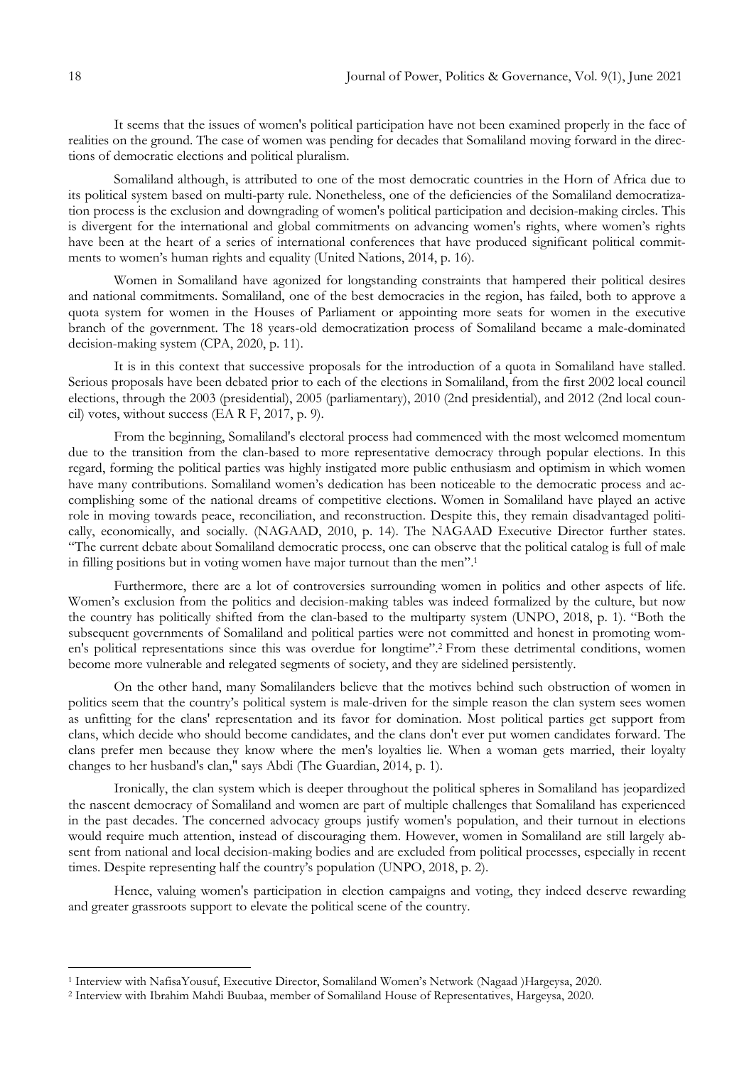It seems that the issues of women's political participation have not been examined properly in the face of realities on the ground. The case of women was pending for decades that Somaliland moving forward in the directions of democratic elections and political pluralism.

Somaliland although, is attributed to one of the most democratic countries in the Horn of Africa due to its political system based on multi-party rule. Nonetheless, one of the deficiencies of the Somaliland democratization process is the exclusion and downgrading of women's political participation and decision-making circles. This is divergent for the international and global commitments on advancing women's rights, where women's rights have been at the heart of a series of international conferences that have produced significant political commitments to women's human rights and equality (United Nations, 2014, p. 16).

Women in Somaliland have agonized for longstanding constraints that hampered their political desires and national commitments. Somaliland, one of the best democracies in the region, has failed, both to approve a quota system for women in the Houses of Parliament or appointing more seats for women in the executive branch of the government. The 18 years-old democratization process of Somaliland became a male-dominated decision-making system (CPA, 2020, p. 11).

It is in this context that successive proposals for the introduction of a quota in Somaliland have stalled. Serious proposals have been debated prior to each of the elections in Somaliland, from the first 2002 local council elections, through the 2003 (presidential), 2005 (parliamentary), 2010 (2nd presidential), and 2012 (2nd local council) votes, without success (EA R F, 2017, p. 9).

From the beginning, Somaliland's electoral process had commenced with the most welcomed momentum due to the transition from the clan-based to more representative democracy through popular elections. In this regard, forming the political parties was highly instigated more public enthusiasm and optimism in which women have many contributions. Somaliland women's dedication has been noticeable to the democratic process and accomplishing some of the national dreams of competitive elections. Women in Somaliland have played an active role in moving towards peace, reconciliation, and reconstruction. Despite this, they remain disadvantaged politically, economically, and socially. (NAGAAD, 2010, p. 14). The NAGAAD Executive Director further states. "The current debate about Somaliland democratic process, one can observe that the political catalog is full of male in filling positions but in voting women have major turnout than the men".[1]

Furthermore, there are a lot of controversies surrounding women in politics and other aspects of life. Women's exclusion from the politics and decision-making tables was indeed formalized by the culture, but now the country has politically shifted from the clan-based to the multiparty system (UNPO, 2018, p. 1). "Both the subsequent governments of Somaliland and political parties were not committed and honest in promoting women's political representations since this was overdue for longtime".[2] From these detrimental conditions, women become more vulnerable and relegated segments of society, and they are sidelined persistently.

On the other hand, many Somalilanders believe that the motives behind such obstruction of women in politics seem that the country's political system is male-driven for the simple reason the clan system sees women as unfitting for the clans' representation and its favor for domination. Most political parties get support from clans, which decide who should become candidates, and the clans don't ever put women candidates forward. The clans prefer men because they know where the men's loyalties lie. When a woman gets married, their loyalty changes to her husband's clan," says Abdi (The Guardian, 2014, p. 1).

Ironically, the clan system which is deeper throughout the political spheres in Somaliland has jeopardized the nascent democracy of Somaliland and women are part of multiple challenges that Somaliland has experienced in the past decades. The concerned advocacy groups justify women's population, and their turnout in elections would require much attention, instead of discouraging them. However, women in Somaliland are still largely absent from national and local decision-making bodies and are excluded from political processes, especially in recent times. Despite representing half the country's population (UNPO, 2018, p. 2).

Hence, valuing women's participation in election campaigns and voting, they indeed deserve rewarding and greater grassroots support to elevate the political scene of the country.

---

[1] Interview with NafisaYousuf, Executive Director, Somaliland Women's Network (Nagaad )Hargeysa, 2020.

[2] Interview with Ibrahim Mahdi Buubaa, member of Somaliland House of Representatives, Hargeysa, 2020.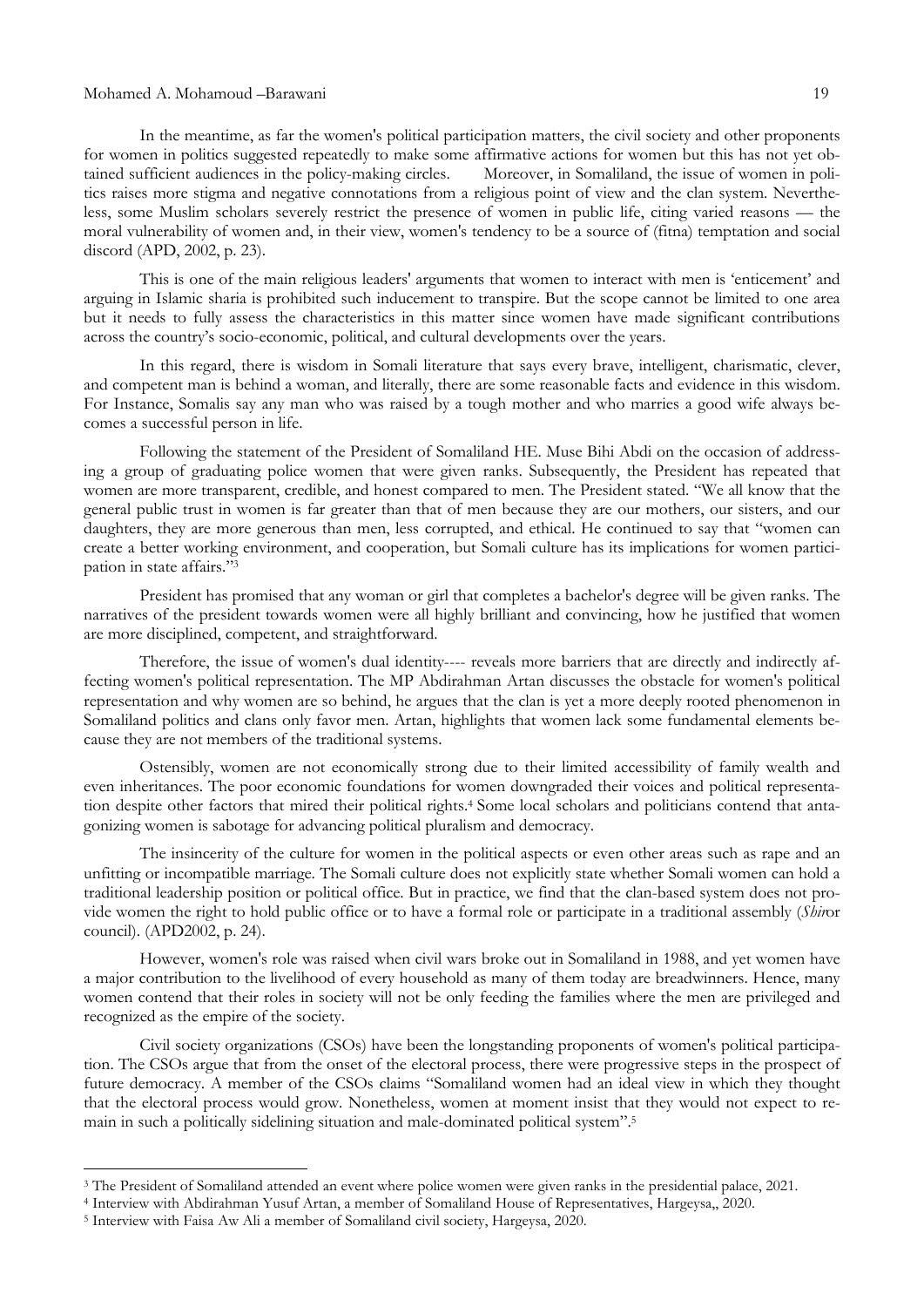In the meantime, as far the women's political participation matters, the civil society and other proponents for women in politics suggested repeatedly to make some affirmative actions for women but this has not yet obtained sufficient audiences in the policy-making circles. Moreover, in Somaliland, the issue of women in politics raises more stigma and negative connotations from a religious point of view and the clan system. Nevertheless, some Muslim scholars severely restrict the presence of women in public life, citing varied reasons — the moral vulnerability of women and, in their view, women's tendency to be a source of (fitna) temptation and social discord (APD, 2002, p. 23).

This is one of the main religious leaders' arguments that women to interact with men is 'enticement' and arguing in Islamic sharia is prohibited such inducement to transpire. But the scope cannot be limited to one area but it needs to fully assess the characteristics in this matter since women have made significant contributions across the country's socio-economic, political, and cultural developments over the years.

In this regard, there is wisdom in Somali literature that says every brave, intelligent, charismatic, clever, and competent man is behind a woman, and literally, there are some reasonable facts and evidence in this wisdom. For Instance, Somalis say any man who was raised by a tough mother and who marries a good wife always becomes a successful person in life.

Following the statement of the President of Somaliland HE. Muse Bihi Abdi on the occasion of addressing a group of graduating police women that were given ranks. Subsequently, the President has repeated that women are more transparent, credible, and honest compared to men. The President stated. "We all know that the general public trust in women is far greater than that of men because they are our mothers, our sisters, and our daughters, they are more generous than men, less corrupted, and ethical. He continued to say that "women can create a better working environment, and cooperation, but Somali culture has its implications for women participation in state affairs."[3]

President has promised that any woman or girl that completes a bachelor's degree will be given ranks. The narratives of the president towards women were all highly brilliant and convincing, how he justified that women are more disciplined, competent, and straightforward.

Therefore, the issue of women's dual identity---- reveals more barriers that are directly and indirectly affecting women's political representation. The MP Abdirahman Artan discusses the obstacle for women's political representation and why women are so behind, he argues that the clan is yet a more deeply rooted phenomenon in Somaliland politics and clans only favor men. Artan, highlights that women lack some fundamental elements because they are not members of the traditional systems.

Ostensibly, women are not economically strong due to their limited accessibility of family wealth and even inheritances. The poor economic foundations for women downgraded their voices and political representation despite other factors that mired their political rights.[4] Some local scholars and politicians contend that antagonizing women is sabotage for advancing political pluralism and democracy.

The insincerity of the culture for women in the political aspects or even other areas such as rape and an unfitting or incompatible marriage. The Somali culture does not explicitly state whether Somali women can hold a traditional leadership position or political office. But in practice, we find that the clan-based system does not provide women the right to hold public office or to have a formal role or participate in a traditional assembly (*Shir*or council). (APD2002, p. 24).

However, women's role was raised when civil wars broke out in Somaliland in 1988, and yet women have a major contribution to the livelihood of every household as many of them today are breadwinners. Hence, many women contend that their roles in society will not be only feeding the families where the men are privileged and recognized as the empire of the society.

Civil society organizations (CSOs) have been the longstanding proponents of women's political participation. The CSOs argue that from the onset of the electoral process, there were progressive steps in the prospect of future democracy. A member of the CSOs claims "Somaliland women had an ideal view in which they thought that the electoral process would grow. Nonetheless, women at moment insist that they would not expect to remain in such a politically sidelining situation and male-dominated political system".[5]

---

[3] The President of Somaliland attended an event where police women were given ranks in the presidential palace, 2021.

[4] Interview with Abdirahman Yusuf Artan, a member of Somaliland House of Representatives, Hargeysa,, 2020.

[5] Interview with Faisa Aw Ali a member of Somaliland civil society, Hargeysa, 2020.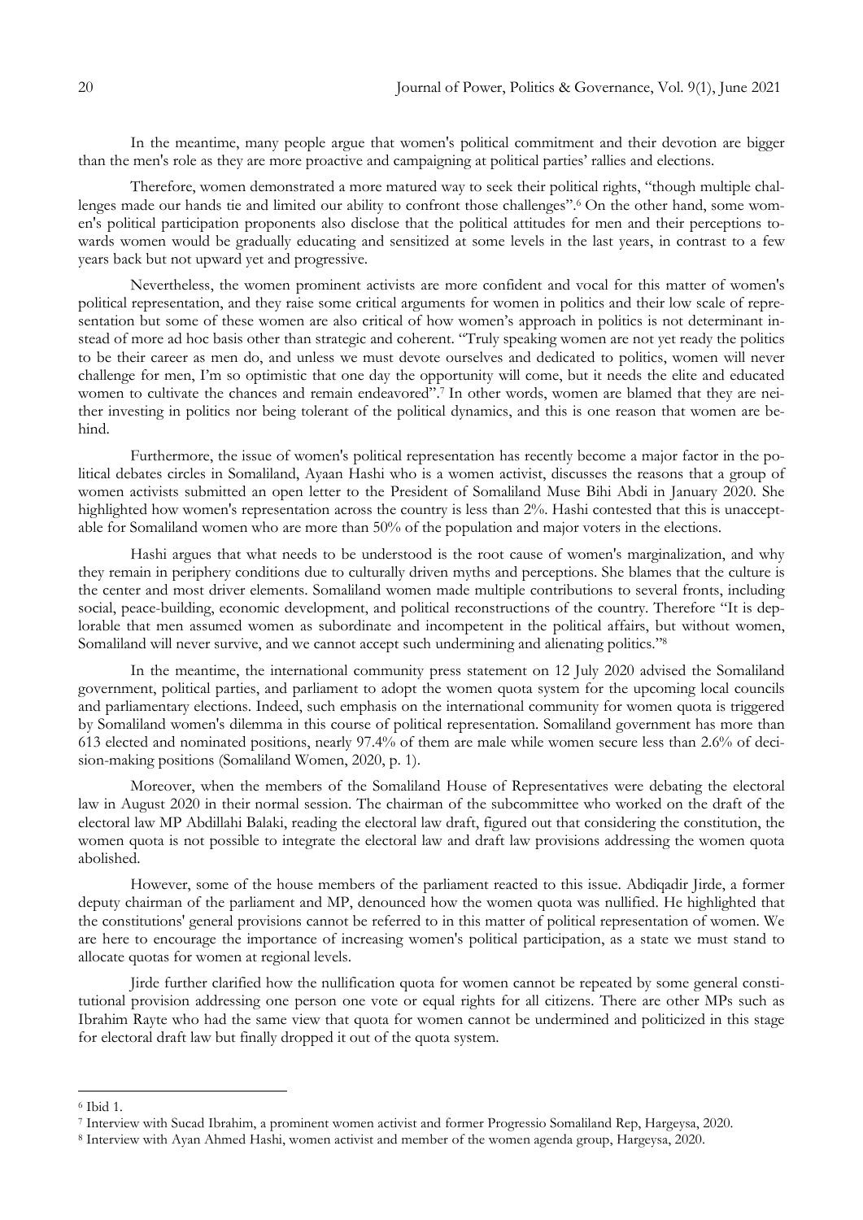In the meantime, many people argue that women's political commitment and their devotion are bigger than the men's role as they are more proactive and campaigning at political parties' rallies and elections.

Therefore, women demonstrated a more matured way to seek their political rights, "though multiple challenges made our hands tie and limited our ability to confront those challenges".[6] On the other hand, some women's political participation proponents also disclose that the political attitudes for men and their perceptions towards women would be gradually educating and sensitized at some levels in the last years, in contrast to a few years back but not upward yet and progressive.

Nevertheless, the women prominent activists are more confident and vocal for this matter of women's political representation, and they raise some critical arguments for women in politics and their low scale of representation but some of these women are also critical of how women's approach in politics is not determinant instead of more ad hoc basis other than strategic and coherent. "Truly speaking women are not yet ready the politics to be their career as men do, and unless we must devote ourselves and dedicated to politics, women will never challenge for men, I'm so optimistic that one day the opportunity will come, but it needs the elite and educated women to cultivate the chances and remain endeavored".[7] In other words, women are blamed that they are neither investing in politics nor being tolerant of the political dynamics, and this is one reason that women are behind.

Furthermore, the issue of women's political representation has recently become a major factor in the political debates circles in Somaliland, Ayaan Hashi who is a women activist, discusses the reasons that a group of women activists submitted an open letter to the President of Somaliland Muse Bihi Abdi in January 2020. She highlighted how women's representation across the country is less than 2%. Hashi contested that this is unacceptable for Somaliland women who are more than 50% of the population and major voters in the elections.

Hashi argues that what needs to be understood is the root cause of women's marginalization, and why they remain in periphery conditions due to culturally driven myths and perceptions. She blames that the culture is the center and most driver elements. Somaliland women made multiple contributions to several fronts, including social, peace-building, economic development, and political reconstructions of the country. Therefore "It is deplorable that men assumed women as subordinate and incompetent in the political affairs, but without women, Somaliland will never survive, and we cannot accept such undermining and alienating politics."[8]

In the meantime, the international community press statement on 12 July 2020 advised the Somaliland government, political parties, and parliament to adopt the women quota system for the upcoming local councils and parliamentary elections. Indeed, such emphasis on the international community for women quota is triggered by Somaliland women's dilemma in this course of political representation. Somaliland government has more than 613 elected and nominated positions, nearly 97.4% of them are male while women secure less than 2.6% of decision-making positions (Somaliland Women, 2020, p. 1).

Moreover, when the members of the Somaliland House of Representatives were debating the electoral law in August 2020 in their normal session. The chairman of the subcommittee who worked on the draft of the electoral law MP Abdillahi Balaki, reading the electoral law draft, figured out that considering the constitution, the women quota is not possible to integrate the electoral law and draft law provisions addressing the women quota abolished.

However, some of the house members of the parliament reacted to this issue. Abdiqadir Jirde, a former deputy chairman of the parliament and MP, denounced how the women quota was nullified. He highlighted that the constitutions' general provisions cannot be referred to in this matter of political representation of women. We are here to encourage the importance of increasing women's political participation, as a state we must stand to allocate quotas for women at regional levels.

Jirde further clarified how the nullification quota for women cannot be repeated by some general constitutional provision addressing one person one vote or equal rights for all citizens. There are other MPs such as Ibrahim Rayte who had the same view that quota for women cannot be undermined and politicized in this stage for electoral draft law but finally dropped it out of the quota system.

---

[6] Ibid 1.

[7] Interview with Sucad Ibrahim, a prominent women activist and former Progressio Somaliland Rep, Hargeysa, 2020.

[8] Interview with Ayan Ahmed Hashi, women activist and member of the women agenda group, Hargeysa, 2020.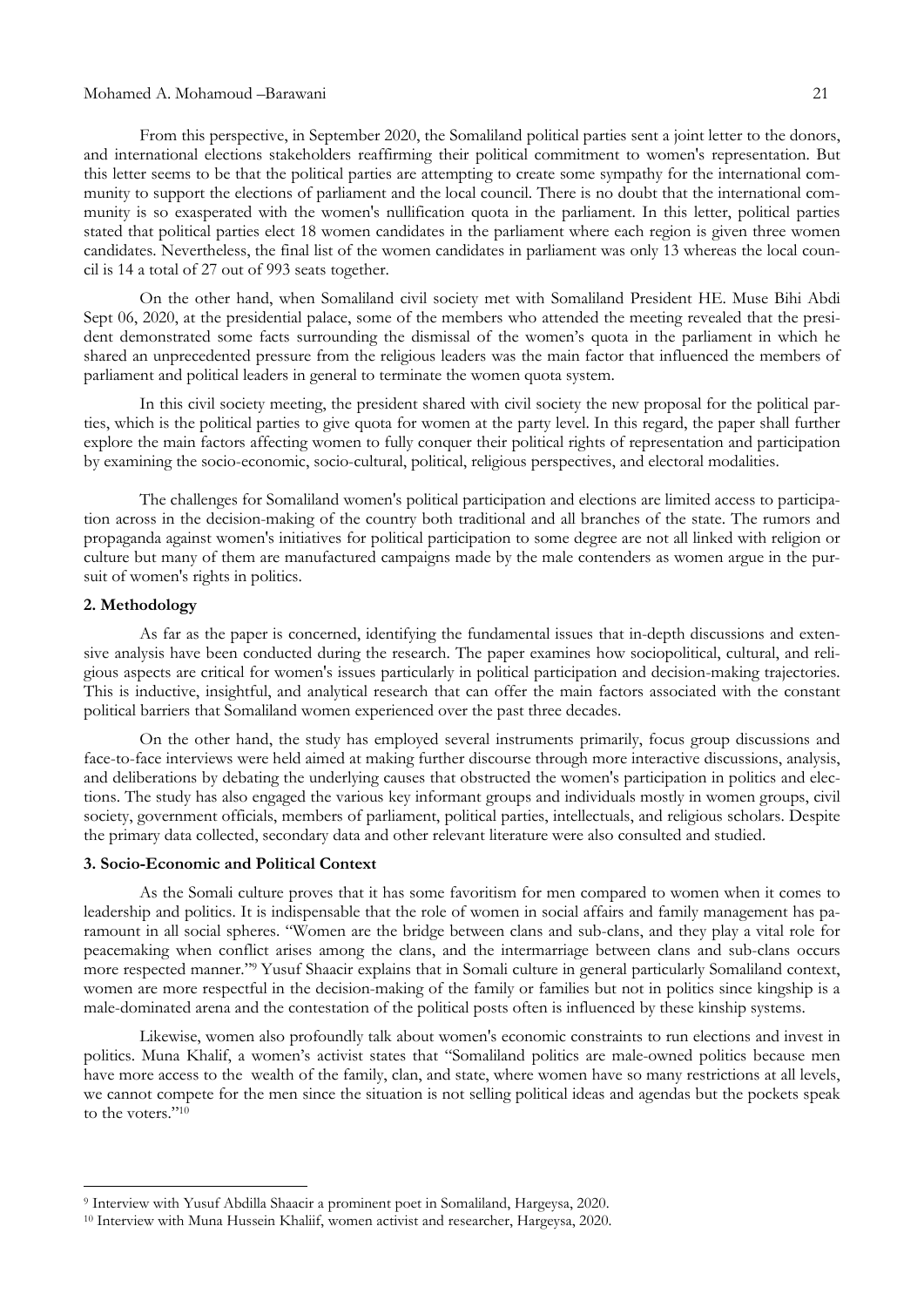From this perspective, in September 2020, the Somaliland political parties sent a joint letter to the donors, and international elections stakeholders reaffirming their political commitment to women's representation. But this letter seems to be that the political parties are attempting to create some sympathy for the international community to support the elections of parliament and the local council. There is no doubt that the international community is so exasperated with the women's nullification quota in the parliament. In this letter, political parties stated that political parties elect 18 women candidates in the parliament where each region is given three women candidates. Nevertheless, the final list of the women candidates in parliament was only 13 whereas the local council is 14 a total of 27 out of 993 seats together.

On the other hand, when Somaliland civil society met with Somaliland President HE. Muse Bihi Abdi Sept 06, 2020, at the presidential palace, some of the members who attended the meeting revealed that the president demonstrated some facts surrounding the dismissal of the women's quota in the parliament in which he shared an unprecedented pressure from the religious leaders was the main factor that influenced the members of parliament and political leaders in general to terminate the women quota system.

In this civil society meeting, the president shared with civil society the new proposal for the political parties, which is the political parties to give quota for women at the party level. In this regard, the paper shall further explore the main factors affecting women to fully conquer their political rights of representation and participation by examining the socio-economic, socio-cultural, political, religious perspectives, and electoral modalities.

The challenges for Somaliland women's political participation and elections are limited access to participation across in the decision-making of the country both traditional and all branches of the state. The rumors and propaganda against women's initiatives for political participation to some degree are not all linked with religion or culture but many of them are manufactured campaigns made by the male contenders as women argue in the pursuit of women's rights in politics.

## 2. Methodology

As far as the paper is concerned, identifying the fundamental issues that in-depth discussions and extensive analysis have been conducted during the research. The paper examines how sociopolitical, cultural, and religious aspects are critical for women's issues particularly in political participation and decision-making trajectories. This is inductive, insightful, and analytical research that can offer the main factors associated with the constant political barriers that Somaliland women experienced over the past three decades.

On the other hand, the study has employed several instruments primarily, focus group discussions and face-to-face interviews were held aimed at making further discourse through more interactive discussions, analysis, and deliberations by debating the underlying causes that obstructed the women's participation in politics and elections. The study has also engaged the various key informant groups and individuals mostly in women groups, civil society, government officials, members of parliament, political parties, intellectuals, and religious scholars. Despite the primary data collected, secondary data and other relevant literature were also consulted and studied.

## 3. Socio-Economic and Political Context

As the Somali culture proves that it has some favoritism for men compared to women when it comes to leadership and politics. It is indispensable that the role of women in social affairs and family management has paramount in all social spheres. "Women are the bridge between clans and sub-clans, and they play a vital role for peacemaking when conflict arises among the clans, and the intermarriage between clans and sub-clans occurs more respected manner."[9] Yusuf Shaacir explains that in Somali culture in general particularly Somaliland context, women are more respectful in the decision-making of the family or families but not in politics since kingship is a male-dominated arena and the contestation of the political posts often is influenced by these kinship systems.

Likewise, women also profoundly talk about women's economic constraints to run elections and invest in politics. Muna Khalif, a women's activist states that "Somaliland politics are male-owned politics because men have more access to the wealth of the family, clan, and state, where women have so many restrictions at all levels, we cannot compete for the men since the situation is not selling political ideas and agendas but the pockets speak to the voters."[10]

---

[9] Interview with Yusuf Abdilla Shaacir a prominent poet in Somaliland, Hargeysa, 2020.

[10] Interview with Muna Hussein Khaliif, women activist and researcher, Hargeysa, 2020.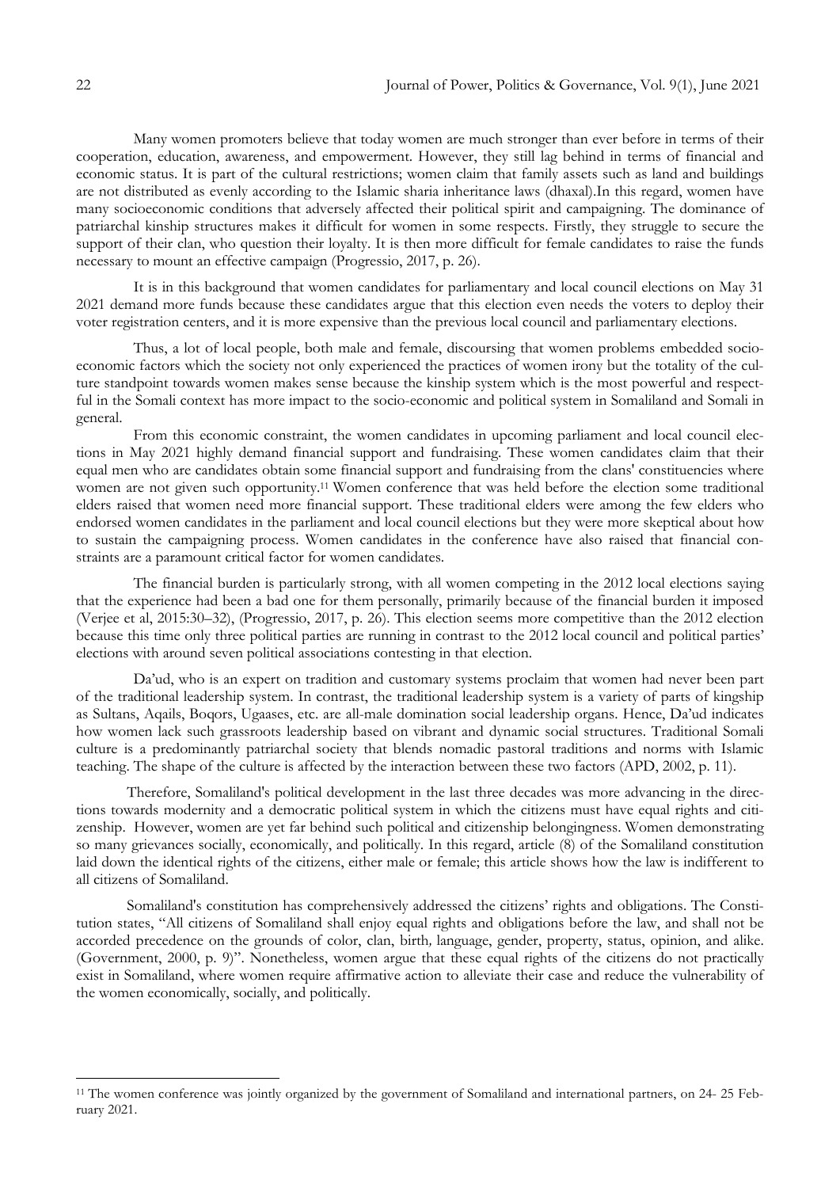Many women promoters believe that today women are much stronger than ever before in terms of their cooperation, education, awareness, and empowerment. However, they still lag behind in terms of financial and economic status. It is part of the cultural restrictions; women claim that family assets such as land and buildings are not distributed as evenly according to the Islamic sharia inheritance laws (dhaxal).In this regard, women have many socioeconomic conditions that adversely affected their political spirit and campaigning. The dominance of patriarchal kinship structures makes it difficult for women in some respects. Firstly, they struggle to secure the support of their clan, who question their loyalty. It is then more difficult for female candidates to raise the funds necessary to mount an effective campaign (Progressio, 2017, p. 26).

It is in this background that women candidates for parliamentary and local council elections on May 31 2021 demand more funds because these candidates argue that this election even needs the voters to deploy their voter registration centers, and it is more expensive than the previous local council and parliamentary elections.

Thus, a lot of local people, both male and female, discoursing that women problems embedded socio-economic factors which the society not only experienced the practices of women irony but the totality of the culture standpoint towards women makes sense because the kinship system which is the most powerful and respectful in the Somali context has more impact to the socio-economic and political system in Somaliland and Somali in general.

From this economic constraint, the women candidates in upcoming parliament and local council elections in May 2021 highly demand financial support and fundraising. These women candidates claim that their equal men who are candidates obtain some financial support and fundraising from the clans' constituencies where women are not given such opportunity.[11] Women conference that was held before the election some traditional elders raised that women need more financial support. These traditional elders were among the few elders who endorsed women candidates in the parliament and local council elections but they were more skeptical about how to sustain the campaigning process. Women candidates in the conference have also raised that financial constraints are a paramount critical factor for women candidates.

The financial burden is particularly strong, with all women competing in the 2012 local elections saying that the experience had been a bad one for them personally, primarily because of the financial burden it imposed (Verjee et al, 2015:30–32), (Progressio, 2017, p. 26). This election seems more competitive than the 2012 election because this time only three political parties are running in contrast to the 2012 local council and political parties' elections with around seven political associations contesting in that election.

Da'ud, who is an expert on tradition and customary systems proclaim that women had never been part of the traditional leadership system. In contrast, the traditional leadership system is a variety of parts of kingship as Sultans, Aqails, Boqors, Ugaases, etc. are all-male domination social leadership organs. Hence, Da'ud indicates how women lack such grassroots leadership based on vibrant and dynamic social structures. Traditional Somali culture is a predominantly patriarchal society that blends nomadic pastoral traditions and norms with Islamic teaching. The shape of the culture is affected by the interaction between these two factors (APD, 2002, p. 11).

Therefore, Somaliland's political development in the last three decades was more advancing in the directions towards modernity and a democratic political system in which the citizens must have equal rights and citizenship. However, women are yet far behind such political and citizenship belongingness. Women demonstrating so many grievances socially, economically, and politically. In this regard, article (8) of the Somaliland constitution laid down the identical rights of the citizens, either male or female; this article shows how the law is indifferent to all citizens of Somaliland.

Somaliland's constitution has comprehensively addressed the citizens' rights and obligations. The Constitution states, "All citizens of Somaliland shall enjoy equal rights and obligations before the law, and shall not be accorded precedence on the grounds of color, clan, birth, language, gender, property, status, opinion, and alike. (Government, 2000, p. 9)". Nonetheless, women argue that these equal rights of the citizens do not practically exist in Somaliland, where women require affirmative action to alleviate their case and reduce the vulnerability of the women economically, socially, and politically.

---

[11] The women conference was jointly organized by the government of Somaliland and international partners, on 24- 25 February 2021.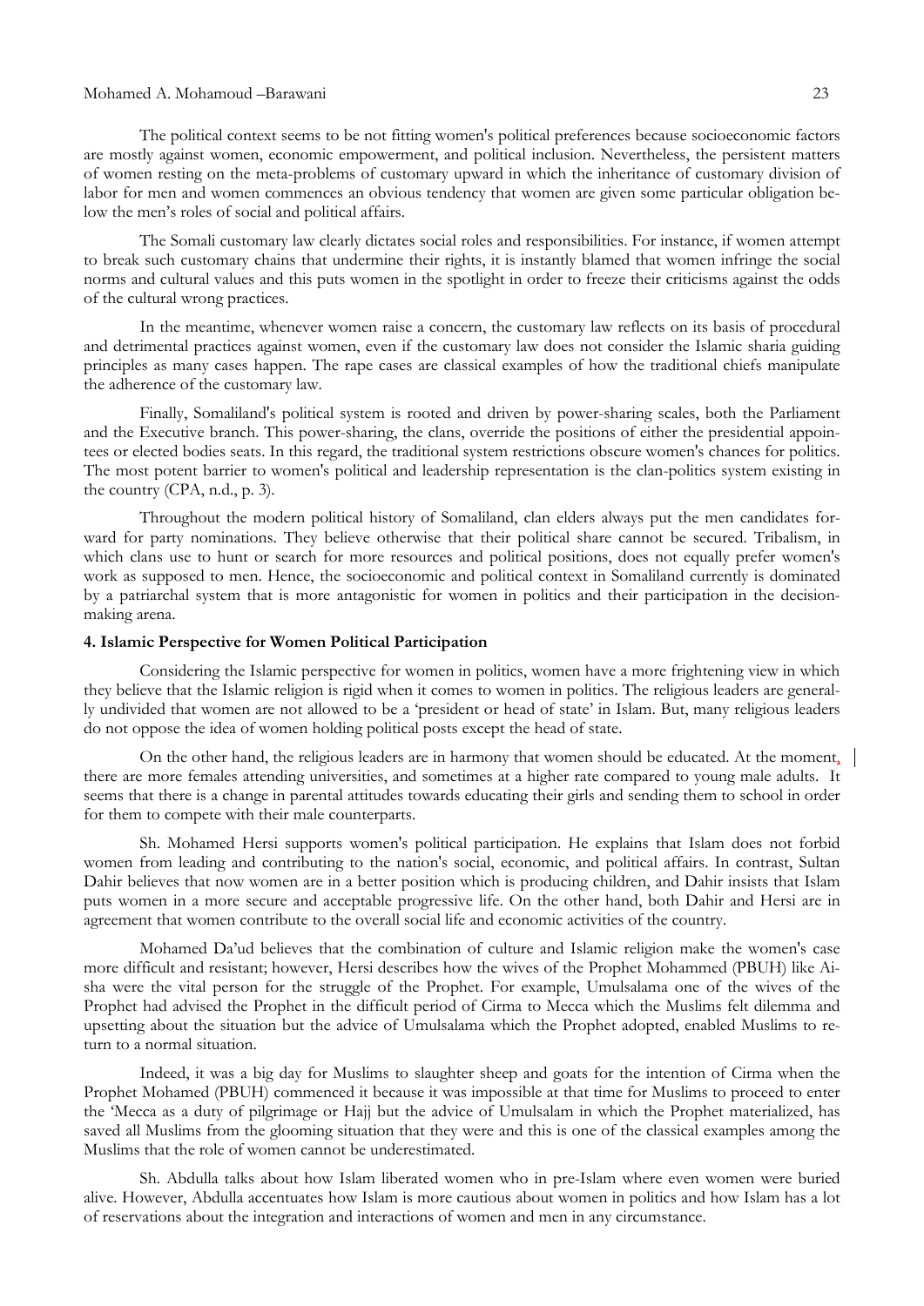The political context seems to be not fitting women's political preferences because socioeconomic factors are mostly against women, economic empowerment, and political inclusion. Nevertheless, the persistent matters of women resting on the meta-problems of customary upward in which the inheritance of customary division of labor for men and women commences an obvious tendency that women are given some particular obligation below the men's roles of social and political affairs.

The Somali customary law clearly dictates social roles and responsibilities. For instance, if women attempt to break such customary chains that undermine their rights, it is instantly blamed that women infringe the social norms and cultural values and this puts women in the spotlight in order to freeze their criticisms against the odds of the cultural wrong practices.

In the meantime, whenever women raise a concern, the customary law reflects on its basis of procedural and detrimental practices against women, even if the customary law does not consider the Islamic sharia guiding principles as many cases happen. The rape cases are classical examples of how the traditional chiefs manipulate the adherence of the customary law.

Finally, Somaliland's political system is rooted and driven by power-sharing scales, both the Parliament and the Executive branch. This power-sharing, the clans, override the positions of either the presidential appointees or elected bodies seats. In this regard, the traditional system restrictions obscure women's chances for politics. The most potent barrier to women's political and leadership representation is the clan-politics system existing in the country (CPA, n.d., p. 3).

Throughout the modern political history of Somaliland, clan elders always put the men candidates forward for party nominations. They believe otherwise that their political share cannot be secured. Tribalism, in which clans use to hunt or search for more resources and political positions, does not equally prefer women's work as supposed to men. Hence, the socioeconomic and political context in Somaliland currently is dominated by a patriarchal system that is more antagonistic for women in politics and their participation in the decision-making arena.

### 4. Islamic Perspective for Women Political Participation

Considering the Islamic perspective for women in politics, women have a more frightening view in which they believe that the Islamic religion is rigid when it comes to women in politics. The religious leaders are generally undivided that women are not allowed to be a 'president or head of state' in Islam. But, many religious leaders do not oppose the idea of women holding political posts except the head of state.

On the other hand, the religious leaders are in harmony that women should be educated. At the moment, there are more females attending universities, and sometimes at a higher rate compared to young male adults. It seems that there is a change in parental attitudes towards educating their girls and sending them to school in order for them to compete with their male counterparts.

Sh. Mohamed Hersi supports women's political participation. He explains that Islam does not forbid women from leading and contributing to the nation's social, economic, and political affairs. In contrast, Sultan Dahir believes that now women are in a better position which is producing children, and Dahir insists that Islam puts women in a more secure and acceptable progressive life. On the other hand, both Dahir and Hersi are in agreement that women contribute to the overall social life and economic activities of the country.

Mohamed Da'ud believes that the combination of culture and Islamic religion make the women's case more difficult and resistant; however, Hersi describes how the wives of the Prophet Mohammed (PBUH) like Aisha were the vital person for the struggle of the Prophet. For example, Umulsalama one of the wives of the Prophet had advised the Prophet in the difficult period of Cirma to Mecca which the Muslims felt dilemma and upsetting about the situation but the advice of Umulsalama which the Prophet adopted, enabled Muslims to return to a normal situation.

Indeed, it was a big day for Muslims to slaughter sheep and goats for the intention of Cirma when the Prophet Mohamed (PBUH) commenced it because it was impossible at that time for Muslims to proceed to enter the 'Mecca as a duty of pilgrimage or Hajj but the advice of Umulsalam in which the Prophet materialized, has saved all Muslims from the glooming situation that they were and this is one of the classical examples among the Muslims that the role of women cannot be underestimated.

Sh. Abdulla talks about how Islam liberated women who in pre-Islam where even women were buried alive. However, Abdulla accentuates how Islam is more cautious about women in politics and how Islam has a lot of reservations about the integration and interactions of women and men in any circumstance.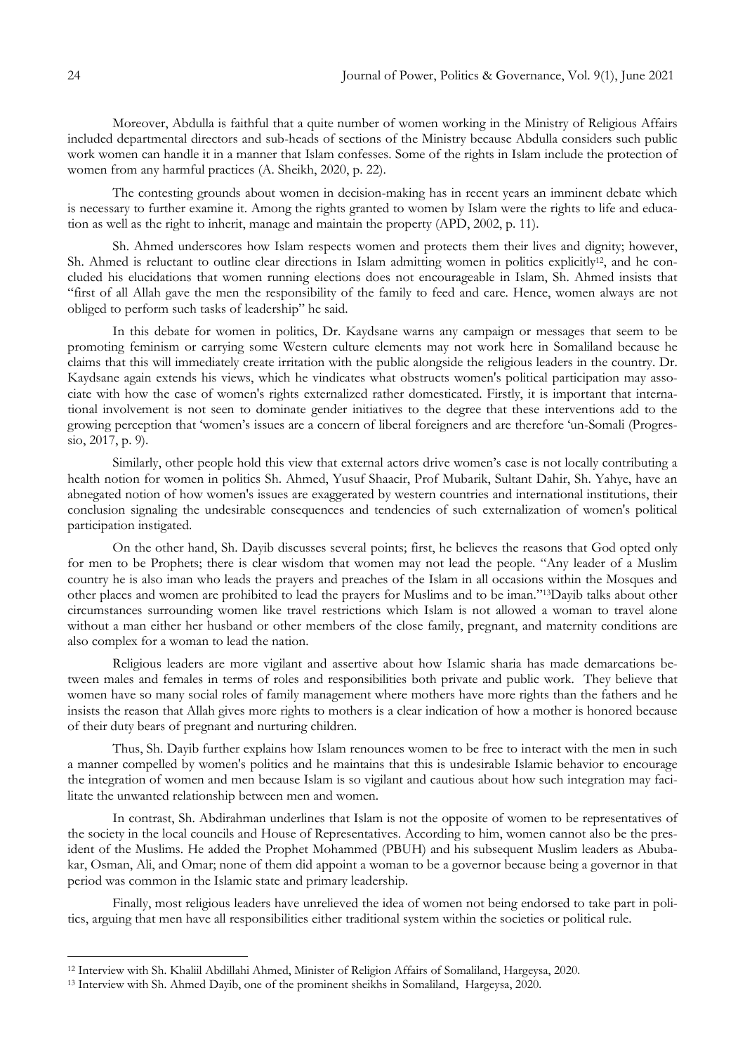Moreover, Abdulla is faithful that a quite number of women working in the Ministry of Religious Affairs included departmental directors and sub-heads of sections of the Ministry because Abdulla considers such public work women can handle it in a manner that Islam confesses. Some of the rights in Islam include the protection of women from any harmful practices (A. Sheikh, 2020, p. 22).

The contesting grounds about women in decision-making has in recent years an imminent debate which is necessary to further examine it. Among the rights granted to women by Islam were the rights to life and education as well as the right to inherit, manage and maintain the property (APD, 2002, p. 11).

Sh. Ahmed underscores how Islam respects women and protects them their lives and dignity; however, Sh. Ahmed is reluctant to outline clear directions in Islam admitting women in politics explicitly[12], and he concluded his elucidations that women running elections does not encourageable in Islam, Sh. Ahmed insists that "first of all Allah gave the men the responsibility of the family to feed and care. Hence, women always are not obliged to perform such tasks of leadership" he said.

In this debate for women in politics, Dr. Kaydsane warns any campaign or messages that seem to be promoting feminism or carrying some Western culture elements may not work here in Somaliland because he claims that this will immediately create irritation with the public alongside the religious leaders in the country. Dr. Kaydsane again extends his views, which he vindicates what obstructs women's political participation may associate with how the case of women's rights externalized rather domesticated. Firstly, it is important that international involvement is not seen to dominate gender initiatives to the degree that these interventions add to the growing perception that 'women's issues are a concern of liberal foreigners and are therefore 'un-Somali (Progressio, 2017, p. 9).

Similarly, other people hold this view that external actors drive women's case is not locally contributing a health notion for women in politics Sh. Ahmed, Yusuf Shaacir, Prof Mubarik, Sultant Dahir, Sh. Yahye, have an abnegated notion of how women's issues are exaggerated by western countries and international institutions, their conclusion signaling the undesirable consequences and tendencies of such externalization of women's political participation instigated.

On the other hand, Sh. Dayib discusses several points; first, he believes the reasons that God opted only for men to be Prophets; there is clear wisdom that women may not lead the people. "Any leader of a Muslim country he is also iman who leads the prayers and preaches of the Islam in all occasions within the Mosques and other places and women are prohibited to lead the prayers for Muslims and to be iman."[13] Dayib talks about other circumstances surrounding women like travel restrictions which Islam is not allowed a woman to travel alone without a man either her husband or other members of the close family, pregnant, and maternity conditions are also complex for a woman to lead the nation.

Religious leaders are more vigilant and assertive about how Islamic sharia has made demarcations between males and females in terms of roles and responsibilities both private and public work. They believe that women have so many social roles of family management where mothers have more rights than the fathers and he insists the reason that Allah gives more rights to mothers is a clear indication of how a mother is honored because of their duty bears of pregnant and nurturing children.

Thus, Sh. Dayib further explains how Islam renounces women to be free to interact with the men in such a manner compelled by women's politics and he maintains that this is undesirable Islamic behavior to encourage the integration of women and men because Islam is so vigilant and cautious about how such integration may facilitate the unwanted relationship between men and women.

In contrast, Sh. Abdirahman underlines that Islam is not the opposite of women to be representatives of the society in the local councils and House of Representatives. According to him, women cannot also be the president of the Muslims. He added the Prophet Mohammed (PBUH) and his subsequent Muslim leaders as Abubakar, Osman, Ali, and Omar; none of them did appoint a woman to be a governor because being a governor in that period was common in the Islamic state and primary leadership.

Finally, most religious leaders have unrelieved the idea of women not being endorsed to take part in politics, arguing that men have all responsibilities either traditional system within the societies or political rule.

---

[12] Interview with Sh. Khaliil Abdillahi Ahmed, Minister of Religion Affairs of Somaliland, Hargeysa, 2020.

[13] Interview with Sh. Ahmed Dayib, one of the prominent sheikhs in Somaliland, Hargeysa, 2020.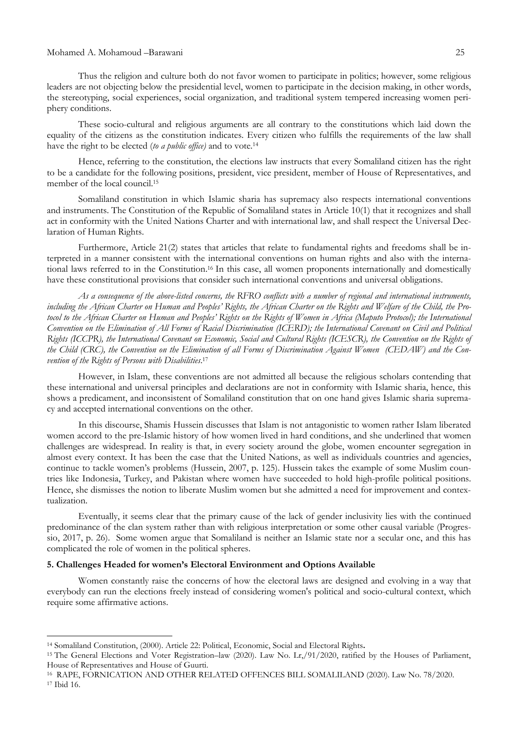Thus the religion and culture both do not favor women to participate in politics; however, some religious leaders are not objecting below the presidential level, women to participate in the decision making, in other words, the stereotyping, social experiences, social organization, and traditional system tempered increasing women periphery conditions.

These socio-cultural and religious arguments are all contrary to the constitutions which laid down the equality of the citizens as the constitution indicates. Every citizen who fulfills the requirements of the law shall have the right to be elected (*to a public office)* and to vote.[14]

Hence, referring to the constitution, the elections law instructs that every Somaliland citizen has the right to be a candidate for the following positions, president, vice president, member of House of Representatives, and member of the local council.[15]

Somaliland constitution in which Islamic sharia has supremacy also respects international conventions and instruments. The Constitution of the Republic of Somaliland states in Article 10(1) that it recognizes and shall act in conformity with the United Nations Charter and with international law, and shall respect the Universal Declaration of Human Rights.

Furthermore, Article 21(2) states that articles that relate to fundamental rights and freedoms shall be interpreted in a manner consistent with the international conventions on human rights and also with the international laws referred to in the Constitution.[16] In this case, all women proponents internationally and domestically have these constitutional provisions that consider such international conventions and universal obligations.

*As a consequence of the above-listed concerns, the RFRO conflicts with a number of regional and international instruments, including the African Charter on Human and Peoples' Rights, the African Charter on the Rights and Welfare of the Child, the Protocol to the African Charter on Human and Peoples' Rights on the Rights of Women in Africa (Maputo Protocol); the International Convention on the Elimination of All Forms of Racial Discrimination (ICERD); the International Covenant on Civil and Political Rights (ICCPR), the International Covenant on Economic, Social and Cultural Rights (ICESCR), the Convention on the Rights of the Child (CRC), the Convention on the Elimination of all Forms of Discrimination Against Women (CEDAW) and the Convention of the Rights of Persons with Disabilities*.[17]

However, in Islam, these conventions are not admitted all because the religious scholars contending that these international and universal principles and declarations are not in conformity with Islamic sharia, hence, this shows a predicament, and inconsistent of Somaliland constitution that on one hand gives Islamic sharia supremacy and accepted international conventions on the other.

In this discourse, Shamis Hussein discusses that Islam is not antagonistic to women rather Islam liberated women accord to the pre-Islamic history of how women lived in hard conditions, and she underlined that women challenges are widespread. In reality is that, in every society around the globe, women encounter segregation in almost every context. It has been the case that the United Nations, as well as individuals countries and agencies, continue to tackle women's problems (Hussein, 2007, p. 125). Hussein takes the example of some Muslim countries like Indonesia, Turkey, and Pakistan where women have succeeded to hold high-profile political positions. Hence, she dismisses the notion to liberate Muslim women but she admitted a need for improvement and contextualization.

Eventually, it seems clear that the primary cause of the lack of gender inclusivity lies with the continued predominance of the clan system rather than with religious interpretation or some other causal variable (Progressio, 2017, p. 26). Some women argue that Somaliland is neither an Islamic state nor a secular one, and this has complicated the role of women in the political spheres.

### 5. Challenges Headed for women's Electoral Environment and Options Available

Women constantly raise the concerns of how the electoral laws are designed and evolving in a way that everybody can run the elections freely instead of considering women's political and socio-cultural context, which require some affirmative actions.

---

[14] Somaliland Constitution, (2000). Article 22: Political, Economic, Social and Electoral Rights**.**

[15] The General Elections and Voter Registration–law (2020). Law No. Lr,/91/2020, ratified by the Houses of Parliament, House of Representatives and House of Guurti.

[16] RAPE, FORNICATION AND OTHER RELATED OFFENCES BILL SOMALILAND (2020). Law No. 78/2020.

[17] Ibid 16.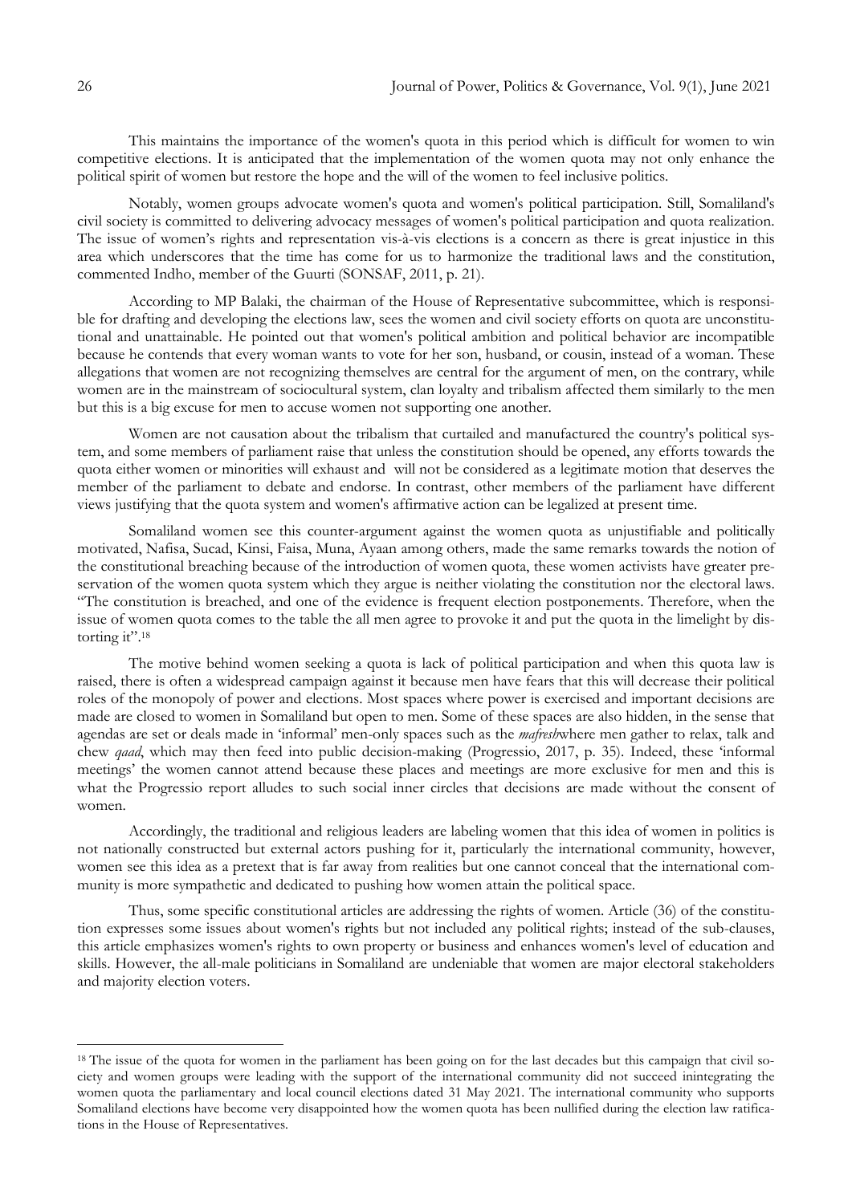This maintains the importance of the women's quota in this period which is difficult for women to win competitive elections. It is anticipated that the implementation of the women quota may not only enhance the political spirit of women but restore the hope and the will of the women to feel inclusive politics.

Notably, women groups advocate women's quota and women's political participation. Still, Somaliland's civil society is committed to delivering advocacy messages of women's political participation and quota realization. The issue of women's rights and representation vis-à-vis elections is a concern as there is great injustice in this area which underscores that the time has come for us to harmonize the traditional laws and the constitution, commented Indho, member of the Guurti (SONSAF, 2011, p. 21).

According to MP Balaki, the chairman of the House of Representative subcommittee, which is responsible for drafting and developing the elections law, sees the women and civil society efforts on quota are unconstitutional and unattainable. He pointed out that women's political ambition and political behavior are incompatible because he contends that every woman wants to vote for her son, husband, or cousin, instead of a woman. These allegations that women are not recognizing themselves are central for the argument of men, on the contrary, while women are in the mainstream of sociocultural system, clan loyalty and tribalism affected them similarly to the men but this is a big excuse for men to accuse women not supporting one another.

Women are not causation about the tribalism that curtailed and manufactured the country's political system, and some members of parliament raise that unless the constitution should be opened, any efforts towards the quota either women or minorities will exhaust and will not be considered as a legitimate motion that deserves the member of the parliament to debate and endorse. In contrast, other members of the parliament have different views justifying that the quota system and women's affirmative action can be legalized at present time.

Somaliland women see this counter-argument against the women quota as unjustifiable and politically motivated, Nafisa, Sucad, Kinsi, Faisa, Muna, Ayaan among others, made the same remarks towards the notion of the constitutional breaching because of the introduction of women quota, these women activists have greater preservation of the women quota system which they argue is neither violating the constitution nor the electoral laws. "The constitution is breached, and one of the evidence is frequent election postponements. Therefore, when the issue of women quota comes to the table the all men agree to provoke it and put the quota in the limelight by distorting it".[18]

The motive behind women seeking a quota is lack of political participation and when this quota law is raised, there is often a widespread campaign against it because men have fears that this will decrease their political roles of the monopoly of power and elections. Most spaces where power is exercised and important decisions are made are closed to women in Somaliland but open to men. Some of these spaces are also hidden, in the sense that agendas are set or deals made in 'informal' men-only spaces such as the *mafresh*where men gather to relax, talk and chew *qaad*, which may then feed into public decision-making (Progressio, 2017, p. 35). Indeed, these 'informal meetings' the women cannot attend because these places and meetings are more exclusive for men and this is what the Progressio report alludes to such social inner circles that decisions are made without the consent of women.

Accordingly, the traditional and religious leaders are labeling women that this idea of women in politics is not nationally constructed but external actors pushing for it, particularly the international community, however, women see this idea as a pretext that is far away from realities but one cannot conceal that the international community is more sympathetic and dedicated to pushing how women attain the political space.

Thus, some specific constitutional articles are addressing the rights of women. Article (36) of the constitution expresses some issues about women's rights but not included any political rights; instead of the sub-clauses, this article emphasizes women's rights to own property or business and enhances women's level of education and skills. However, the all-male politicians in Somaliland are undeniable that women are major electoral stakeholders and majority election voters.

---

[18] The issue of the quota for women in the parliament has been going on for the last decades but this campaign that civil society and women groups were leading with the support of the international community did not succeed inintegrating the women quota the parliamentary and local council elections dated 31 May 2021. The international community who supports Somaliland elections have become very disappointed how the women quota has been nullified during the election law ratifications in the House of Representatives.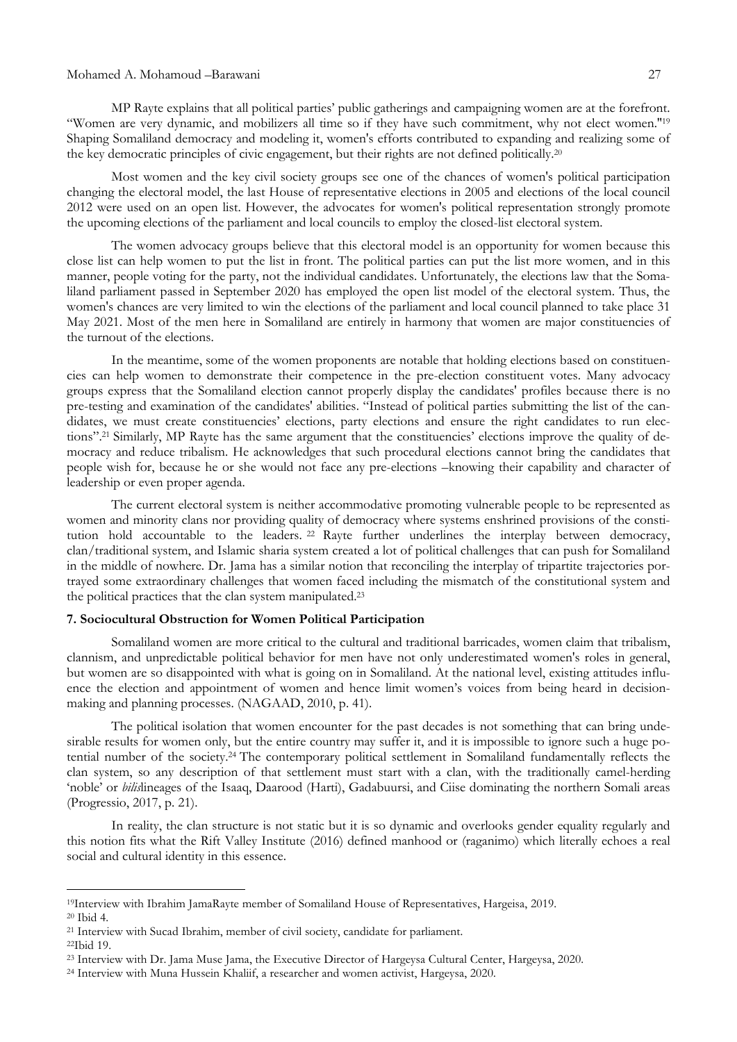MP Rayte explains that all political parties' public gatherings and campaigning women are at the forefront. "Women are very dynamic, and mobilizers all time so if they have such commitment, why not elect women."[19] Shaping Somaliland democracy and modeling it, women's efforts contributed to expanding and realizing some of the key democratic principles of civic engagement, but their rights are not defined politically.[20]

Most women and the key civil society groups see one of the chances of women's political participation changing the electoral model, the last House of representative elections in 2005 and elections of the local council 2012 were used on an open list. However, the advocates for women's political representation strongly promote the upcoming elections of the parliament and local councils to employ the closed-list electoral system.

The women advocacy groups believe that this electoral model is an opportunity for women because this close list can help women to put the list in front. The political parties can put the list more women, and in this manner, people voting for the party, not the individual candidates. Unfortunately, the elections law that the Somaliland parliament passed in September 2020 has employed the open list model of the electoral system. Thus, the women's chances are very limited to win the elections of the parliament and local council planned to take place 31 May 2021. Most of the men here in Somaliland are entirely in harmony that women are major constituencies of the turnout of the elections.

In the meantime, some of the women proponents are notable that holding elections based on constituencies can help women to demonstrate their competence in the pre-election constituent votes. Many advocacy groups express that the Somaliland election cannot properly display the candidates' profiles because there is no pre-testing and examination of the candidates' abilities. "Instead of political parties submitting the list of the candidates, we must create constituencies' elections, party elections and ensure the right candidates to run elections".[21] Similarly, MP Rayte has the same argument that the constituencies' elections improve the quality of democracy and reduce tribalism. He acknowledges that such procedural elections cannot bring the candidates that people wish for, because he or she would not face any pre-elections –knowing their capability and character of leadership or even proper agenda.

The current electoral system is neither accommodative promoting vulnerable people to be represented as women and minority clans nor providing quality of democracy where systems enshrined provisions of the constitution hold accountable to the leaders. [22] Rayte further underlines the interplay between democracy, clan/traditional system, and Islamic sharia system created a lot of political challenges that can push for Somaliland in the middle of nowhere. Dr. Jama has a similar notion that reconciling the interplay of tripartite trajectories portrayed some extraordinary challenges that women faced including the mismatch of the constitutional system and the political practices that the clan system manipulated.[23]

### 7. Sociocultural Obstruction for Women Political Participation

Somaliland women are more critical to the cultural and traditional barricades, women claim that tribalism, clannism, and unpredictable political behavior for men have not only underestimated women's roles in general, but women are so disappointed with what is going on in Somaliland. At the national level, existing attitudes influence the election and appointment of women and hence limit women's voices from being heard in decision-making and planning processes. (NAGAAD, 2010, p. 41).

The political isolation that women encounter for the past decades is not something that can bring undesirable results for women only, but the entire country may suffer it, and it is impossible to ignore such a huge potential number of the society.[24] The contemporary political settlement in Somaliland fundamentally reflects the clan system, so any description of that settlement must start with a clan, with the traditionally camel-herding 'noble' or *bilis*lineages of the Isaaq, Daarood (Harti), Gadabuursi, and Ciise dominating the northern Somali areas (Progressio, 2017, p. 21).

In reality, the clan structure is not static but it is so dynamic and overlooks gender equality regularly and this notion fits what the Rift Valley Institute (2016) defined manhood or (raganimo) which literally echoes a real social and cultural identity in this essence.

---

[19]Interview with Ibrahim JamaRayte member of Somaliland House of Representatives, Hargeisa, 2019.

[20] Ibid 4.

[21] Interview with Sucad Ibrahim, member of civil society, candidate for parliament.

[22]Ibid 19.

[23] Interview with Dr. Jama Muse Jama, the Executive Director of Hargeysa Cultural Center, Hargeysa, 2020.

[24] Interview with Muna Hussein Khaliif, a researcher and women activist, Hargeysa, 2020.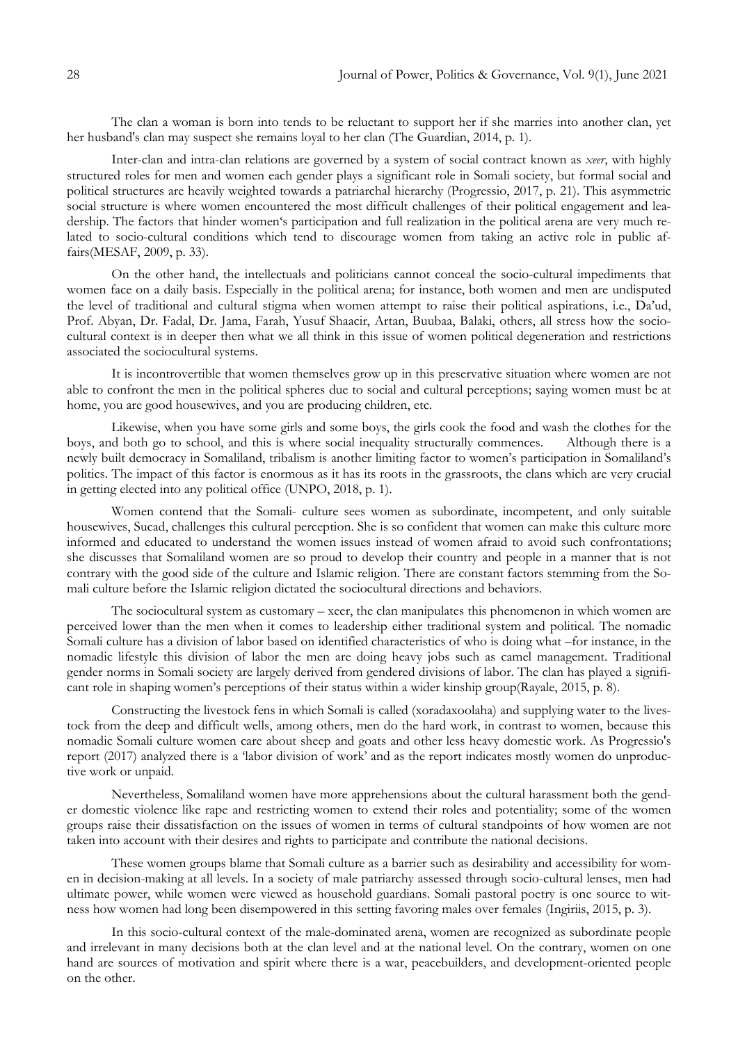The clan a woman is born into tends to be reluctant to support her if she marries into another clan, yet her husband's clan may suspect she remains loyal to her clan (The Guardian, 2014, p. 1).

Inter-clan and intra-clan relations are governed by a system of social contract known as *xeer*, with highly structured roles for men and women each gender plays a significant role in Somali society, but formal social and political structures are heavily weighted towards a patriarchal hierarchy (Progressio, 2017, p. 21). This asymmetric social structure is where women encountered the most difficult challenges of their political engagement and leadership. The factors that hinder women's participation and full realization in the political arena are very much related to socio-cultural conditions which tend to discourage women from taking an active role in public affairs(MESAF, 2009, p. 33).

On the other hand, the intellectuals and politicians cannot conceal the socio-cultural impediments that women face on a daily basis. Especially in the political arena; for instance, both women and men are undisputed the level of traditional and cultural stigma when women attempt to raise their political aspirations, i.e., Da'ud, Prof. Abyan, Dr. Fadal, Dr. Jama, Farah, Yusuf Shaacir, Artan, Buubaa, Balaki, others, all stress how the socio-cultural context is in deeper then what we all think in this issue of women political degeneration and restrictions associated the sociocultural systems.

It is incontrovertible that women themselves grow up in this preservative situation where women are not able to confront the men in the political spheres due to social and cultural perceptions; saying women must be at home, you are good housewives, and you are producing children, etc.

Likewise, when you have some girls and some boys, the girls cook the food and wash the clothes for the boys, and both go to school, and this is where social inequality structurally commences. Although there is a newly built democracy in Somaliland, tribalism is another limiting factor to women's participation in Somaliland's politics. The impact of this factor is enormous as it has its roots in the grassroots, the clans which are very crucial in getting elected into any political office (UNPO, 2018, p. 1).

Women contend that the Somali- culture sees women as subordinate, incompetent, and only suitable housewives, Sucad, challenges this cultural perception. She is so confident that women can make this culture more informed and educated to understand the women issues instead of women afraid to avoid such confrontations; she discusses that Somaliland women are so proud to develop their country and people in a manner that is not contrary with the good side of the culture and Islamic religion. There are constant factors stemming from the Somali culture before the Islamic religion dictated the sociocultural directions and behaviors.

The sociocultural system as customary – xeer, the clan manipulates this phenomenon in which women are perceived lower than the men when it comes to leadership either traditional system and political. The nomadic Somali culture has a division of labor based on identified characteristics of who is doing what –for instance, in the nomadic lifestyle this division of labor the men are doing heavy jobs such as camel management. Traditional gender norms in Somali society are largely derived from gendered divisions of labor. The clan has played a significant role in shaping women's perceptions of their status within a wider kinship group(Rayale, 2015, p. 8).

Constructing the livestock fens in which Somali is called (xoradaxoolaha) and supplying water to the livestock from the deep and difficult wells, among others, men do the hard work, in contrast to women, because this nomadic Somali culture women care about sheep and goats and other less heavy domestic work. As Progressio's report (2017) analyzed there is a 'labor division of work' and as the report indicates mostly women do unproductive work or unpaid.

Nevertheless, Somaliland women have more apprehensions about the cultural harassment both the gender domestic violence like rape and restricting women to extend their roles and potentiality; some of the women groups raise their dissatisfaction on the issues of women in terms of cultural standpoints of how women are not taken into account with their desires and rights to participate and contribute the national decisions.

These women groups blame that Somali culture as a barrier such as desirability and accessibility for women in decision-making at all levels. In a society of male patriarchy assessed through socio-cultural lenses, men had ultimate power, while women were viewed as household guardians. Somali pastoral poetry is one source to witness how women had long been disempowered in this setting favoring males over females (Ingiriis, 2015, p. 3).

In this socio-cultural context of the male-dominated arena, women are recognized as subordinate people and irrelevant in many decisions both at the clan level and at the national level. On the contrary, women on one hand are sources of motivation and spirit where there is a war, peacebuilders, and development-oriented people on the other.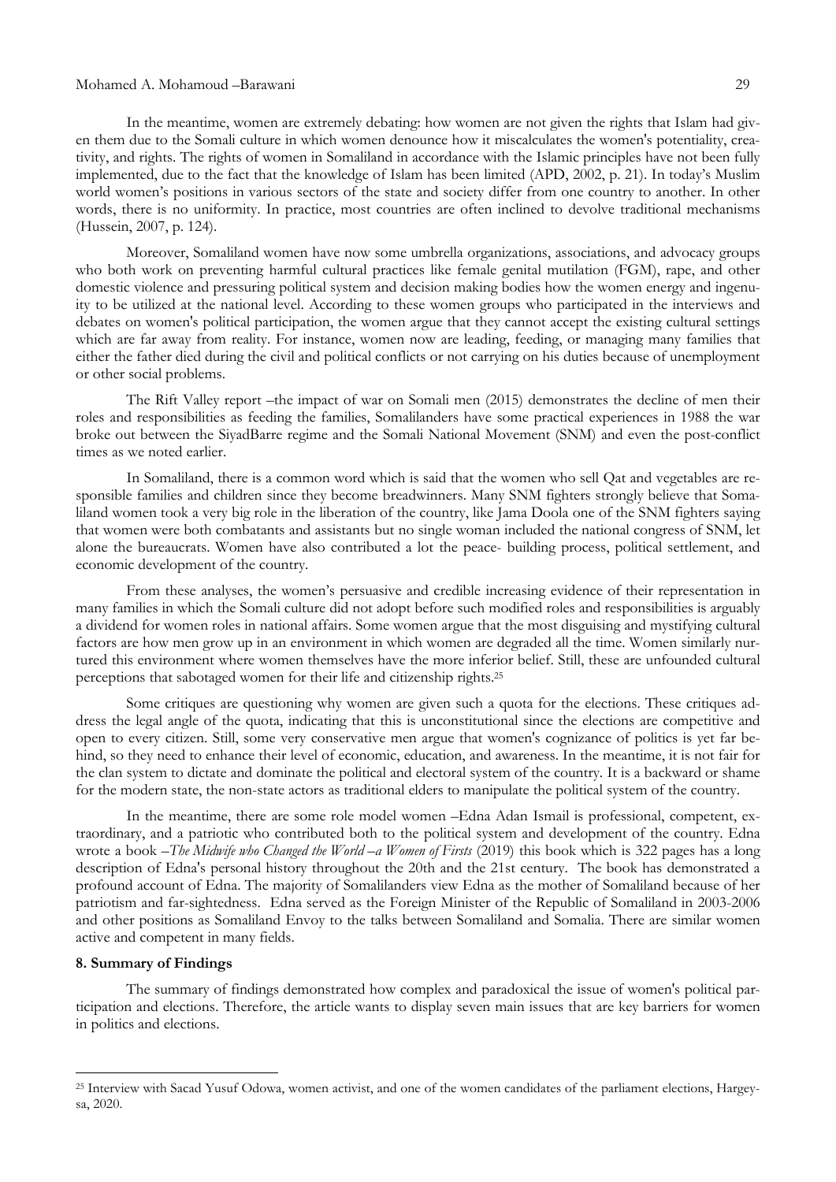In the meantime, women are extremely debating: how women are not given the rights that Islam had given them due to the Somali culture in which women denounce how it miscalculates the women's potentiality, creativity, and rights. The rights of women in Somaliland in accordance with the Islamic principles have not been fully implemented, due to the fact that the knowledge of Islam has been limited (APD, 2002, p. 21). In today's Muslim world women's positions in various sectors of the state and society differ from one country to another. In other words, there is no uniformity. In practice, most countries are often inclined to devolve traditional mechanisms (Hussein, 2007, p. 124).

Moreover, Somaliland women have now some umbrella organizations, associations, and advocacy groups who both work on preventing harmful cultural practices like female genital mutilation (FGM), rape, and other domestic violence and pressuring political system and decision making bodies how the women energy and ingenuity to be utilized at the national level. According to these women groups who participated in the interviews and debates on women's political participation, the women argue that they cannot accept the existing cultural settings which are far away from reality. For instance, women now are leading, feeding, or managing many families that either the father died during the civil and political conflicts or not carrying on his duties because of unemployment or other social problems.

The Rift Valley report –the impact of war on Somali men (2015) demonstrates the decline of men their roles and responsibilities as feeding the families, Somalilanders have some practical experiences in 1988 the war broke out between the SiyadBarre regime and the Somali National Movement (SNM) and even the post-conflict times as we noted earlier.

In Somaliland, there is a common word which is said that the women who sell Qat and vegetables are responsible families and children since they become breadwinners. Many SNM fighters strongly believe that Somaliland women took a very big role in the liberation of the country, like Jama Doola one of the SNM fighters saying that women were both combatants and assistants but no single woman included the national congress of SNM, let alone the bureaucrats. Women have also contributed a lot the peace- building process, political settlement, and economic development of the country.

From these analyses, the women's persuasive and credible increasing evidence of their representation in many families in which the Somali culture did not adopt before such modified roles and responsibilities is arguably a dividend for women roles in national affairs. Some women argue that the most disguising and mystifying cultural factors are how men grow up in an environment in which women are degraded all the time. Women similarly nurtured this environment where women themselves have the more inferior belief. Still, these are unfounded cultural perceptions that sabotaged women for their life and citizenship rights.[25]

Some critiques are questioning why women are given such a quota for the elections. These critiques address the legal angle of the quota, indicating that this is unconstitutional since the elections are competitive and open to every citizen. Still, some very conservative men argue that women's cognizance of politics is yet far behind, so they need to enhance their level of economic, education, and awareness. In the meantime, it is not fair for the clan system to dictate and dominate the political and electoral system of the country. It is a backward or shame for the modern state, the non-state actors as traditional elders to manipulate the political system of the country.

In the meantime, there are some role model women –Edna Adan Ismail is professional, competent, extraordinary, and a patriotic who contributed both to the political system and development of the country. Edna wrote a book –*The Midwife who Changed the World –a Women of Firsts* (2019) this book which is 322 pages has a long description of Edna's personal history throughout the 20th and the 21st century. The book has demonstrated a profound account of Edna. The majority of Somalilanders view Edna as the mother of Somaliland because of her patriotism and far-sightedness. Edna served as the Foreign Minister of the Republic of Somaliland in 2003-2006 and other positions as Somaliland Envoy to the talks between Somaliland and Somalia. There are similar women active and competent in many fields.

## 8. Summary of Findings

The summary of findings demonstrated how complex and paradoxical the issue of women's political participation and elections. Therefore, the article wants to display seven main issues that are key barriers for women in politics and elections.

---

[25] Interview with Sacad Yusuf Odowa, women activist, and one of the women candidates of the parliament elections, Hargeysa, 2020.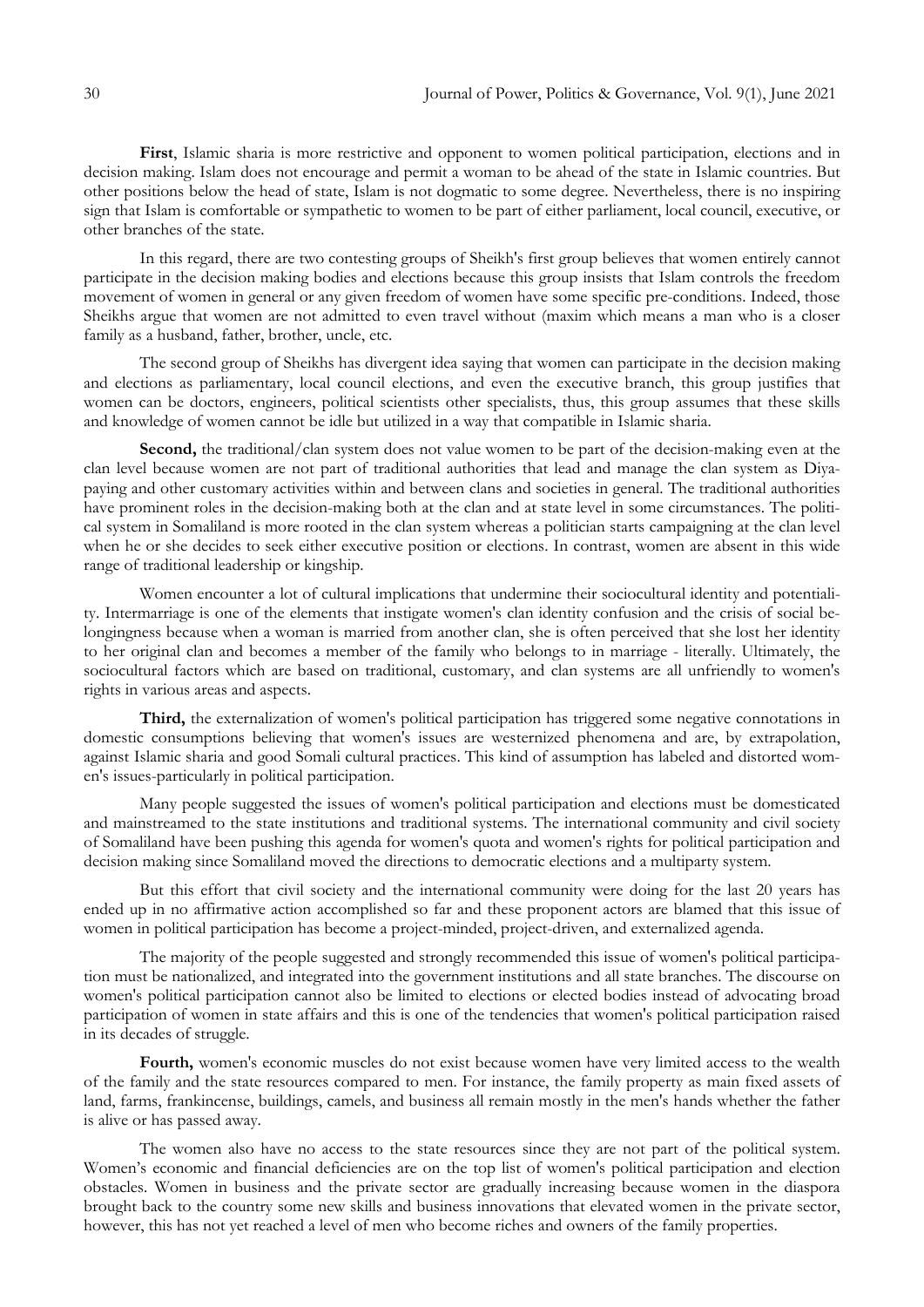**First**, Islamic sharia is more restrictive and opponent to women political participation, elections and in decision making. Islam does not encourage and permit a woman to be ahead of the state in Islamic countries. But other positions below the head of state, Islam is not dogmatic to some degree. Nevertheless, there is no inspiring sign that Islam is comfortable or sympathetic to women to be part of either parliament, local council, executive, or other branches of the state.

In this regard, there are two contesting groups of Sheikh's first group believes that women entirely cannot participate in the decision making bodies and elections because this group insists that Islam controls the freedom movement of women in general or any given freedom of women have some specific pre-conditions. Indeed, those Sheikhs argue that women are not admitted to even travel without (maxim which means a man who is a closer family as a husband, father, brother, uncle, etc.

The second group of Sheikhs has divergent idea saying that women can participate in the decision making and elections as parliamentary, local council elections, and even the executive branch, this group justifies that women can be doctors, engineers, political scientists other specialists, thus, this group assumes that these skills and knowledge of women cannot be idle but utilized in a way that compatible in Islamic sharia.

**Second,** the traditional/clan system does not value women to be part of the decision-making even at the clan level because women are not part of traditional authorities that lead and manage the clan system as Diya-paying and other customary activities within and between clans and societies in general. The traditional authorities have prominent roles in the decision-making both at the clan and at state level in some circumstances. The political system in Somaliland is more rooted in the clan system whereas a politician starts campaigning at the clan level when he or she decides to seek either executive position or elections. In contrast, women are absent in this wide range of traditional leadership or kingship.

Women encounter a lot of cultural implications that undermine their sociocultural identity and potentiality. Intermarriage is one of the elements that instigate women's clan identity confusion and the crisis of social belongingness because when a woman is married from another clan, she is often perceived that she lost her identity to her original clan and becomes a member of the family who belongs to in marriage - literally. Ultimately, the sociocultural factors which are based on traditional, customary, and clan systems are all unfriendly to women's rights in various areas and aspects.

**Third,** the externalization of women's political participation has triggered some negative connotations in domestic consumptions believing that women's issues are westernized phenomena and are, by extrapolation, against Islamic sharia and good Somali cultural practices. This kind of assumption has labeled and distorted women's issues-particularly in political participation.

Many people suggested the issues of women's political participation and elections must be domesticated and mainstreamed to the state institutions and traditional systems. The international community and civil society of Somaliland have been pushing this agenda for women's quota and women's rights for political participation and decision making since Somaliland moved the directions to democratic elections and a multiparty system.

But this effort that civil society and the international community were doing for the last 20 years has ended up in no affirmative action accomplished so far and these proponent actors are blamed that this issue of women in political participation has become a project-minded, project-driven, and externalized agenda.

The majority of the people suggested and strongly recommended this issue of women's political participation must be nationalized, and integrated into the government institutions and all state branches. The discourse on women's political participation cannot also be limited to elections or elected bodies instead of advocating broad participation of women in state affairs and this is one of the tendencies that women's political participation raised in its decades of struggle.

**Fourth,** women's economic muscles do not exist because women have very limited access to the wealth of the family and the state resources compared to men. For instance, the family property as main fixed assets of land, farms, frankincense, buildings, camels, and business all remain mostly in the men's hands whether the father is alive or has passed away.

The women also have no access to the state resources since they are not part of the political system. Women's economic and financial deficiencies are on the top list of women's political participation and election obstacles. Women in business and the private sector are gradually increasing because women in the diaspora brought back to the country some new skills and business innovations that elevated women in the private sector, however, this has not yet reached a level of men who become riches and owners of the family properties.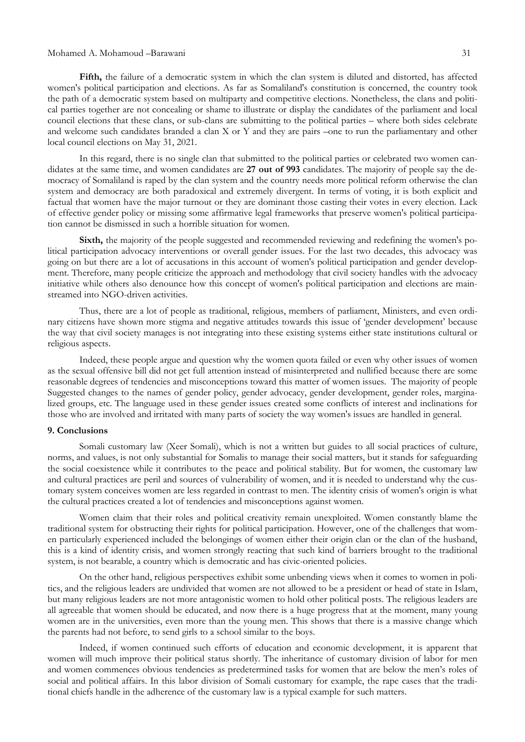**Fifth,** the failure of a democratic system in which the clan system is diluted and distorted, has affected women's political participation and elections. As far as Somaliland's constitution is concerned, the country took the path of a democratic system based on multiparty and competitive elections. Nonetheless, the clans and political parties together are not concealing or shame to illustrate or display the candidates of the parliament and local council elections that these clans, or sub-clans are submitting to the political parties – where both sides celebrate and welcome such candidates branded a clan X or Y and they are pairs –one to run the parliamentary and other local council elections on May 31, 2021.

In this regard, there is no single clan that submitted to the political parties or celebrated two women candidates at the same time, and women candidates are **27 out of 993** candidates. The majority of people say the democracy of Somaliland is raped by the clan system and the country needs more political reform otherwise the clan system and democracy are both paradoxical and extremely divergent. In terms of voting, it is both explicit and factual that women have the major turnout or they are dominant those casting their votes in every election. Lack of effective gender policy or missing some affirmative legal frameworks that preserve women's political participation cannot be dismissed in such a horrible situation for women.

**Sixth,** the majority of the people suggested and recommended reviewing and redefining the women's political participation advocacy interventions or overall gender issues. For the last two decades, this advocacy was going on but there are a lot of accusations in this account of women's political participation and gender development. Therefore, many people criticize the approach and methodology that civil society handles with the advocacy initiative while others also denounce how this concept of women's political participation and elections are mainstreamed into NGO-driven activities.

Thus, there are a lot of people as traditional, religious, members of parliament, Ministers, and even ordinary citizens have shown more stigma and negative attitudes towards this issue of 'gender development' because the way that civil society manages is not integrating into these existing systems either state institutions cultural or religious aspects.

Indeed, these people argue and question why the women quota failed or even why other issues of women as the sexual offensive bill did not get full attention instead of misinterpreted and nullified because there are some reasonable degrees of tendencies and misconceptions toward this matter of women issues. The majority of people Suggested changes to the names of gender policy, gender advocacy, gender development, gender roles, marginalized groups, etc. The language used in these gender issues created some conflicts of interest and inclinations for those who are involved and irritated with many parts of society the way women's issues are handled in general.

### 9. Conclusions

Somali customary law (Xeer Somali), which is not a written but guides to all social practices of culture, norms, and values, is not only substantial for Somalis to manage their social matters, but it stands for safeguarding the social coexistence while it contributes to the peace and political stability. But for women, the customary law and cultural practices are peril and sources of vulnerability of women, and it is needed to understand why the customary system conceives women are less regarded in contrast to men. The identity crisis of women's origin is what the cultural practices created a lot of tendencies and misconceptions against women.

Women claim that their roles and political creativity remain unexploited. Women constantly blame the traditional system for obstructing their rights for political participation. However, one of the challenges that women particularly experienced included the belongings of women either their origin clan or the clan of the husband, this is a kind of identity crisis, and women strongly reacting that such kind of barriers brought to the traditional system, is not bearable, a country which is democratic and has civic-oriented policies.

On the other hand, religious perspectives exhibit some unbending views when it comes to women in politics, and the religious leaders are undivided that women are not allowed to be a president or head of state in Islam, but many religious leaders are not more antagonistic women to hold other political posts. The religious leaders are all agreeable that women should be educated, and now there is a huge progress that at the moment, many young women are in the universities, even more than the young men. This shows that there is a massive change which the parents had not before, to send girls to a school similar to the boys.

Indeed, if women continued such efforts of education and economic development, it is apparent that women will much improve their political status shortly. The inheritance of customary division of labor for men and women commences obvious tendencies as predetermined tasks for women that are below the men's roles of social and political affairs. In this labor division of Somali customary for example, the rape cases that the traditional chiefs handle in the adherence of the customary law is a typical example for such matters.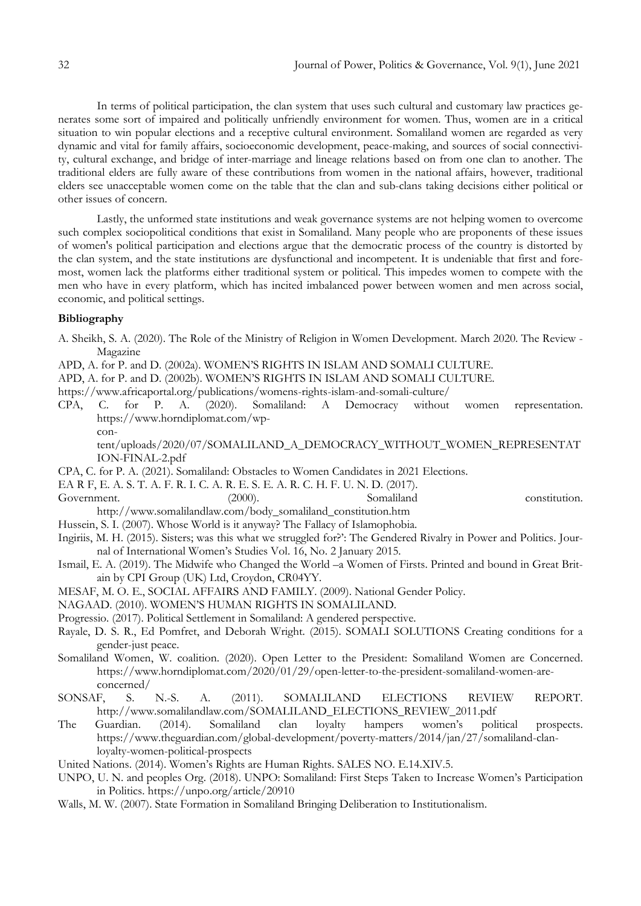In terms of political participation, the clan system that uses such cultural and customary law practices generates some sort of impaired and politically unfriendly environment for women. Thus, women are in a critical situation to win popular elections and a receptive cultural environment. Somaliland women are regarded as very dynamic and vital for family affairs, socioeconomic development, peace-making, and sources of social connectivity, cultural exchange, and bridge of inter-marriage and lineage relations based on from one clan to another. The traditional elders are fully aware of these contributions from women in the national affairs, however, traditional elders see unacceptable women come on the table that the clan and sub-clans taking decisions either political or other issues of concern.

Lastly, the unformed state institutions and weak governance systems are not helping women to overcome such complex sociopolitical conditions that exist in Somaliland. Many people who are proponents of these issues of women's political participation and elections argue that the democratic process of the country is distorted by the clan system, and the state institutions are dysfunctional and incompetent. It is undeniable that first and foremost, women lack the platforms either traditional system or political. This impedes women to compete with the men who have in every platform, which has incited imbalanced power between women and men across social, economic, and political settings.

**Bibliography**

A. Sheikh, S. A. (2020). The Role of the Ministry of Religion in Women Development. March 2020. The Review - Magazine

APD, A. for P. and D. (2002a). WOMEN'S RIGHTS IN ISLAM AND SOMALI CULTURE.

APD, A. for P. and D. (2002b). WOMEN'S RIGHTS IN ISLAM AND SOMALI CULTURE. https://www.africaportal.org/publications/womens-rights-islam-and-somali-culture/

CPA, C. for P. A. (2020). Somaliland: A Democracy without women representation. https://www.horndiplomat.com/wp-content/uploads/2020/07/SOMALILAND_A_DEMOCRACY_WITHOUT_WOMEN_REPRESENTATION-FINAL-2.pdf

CPA, C. for P. A. (2021). Somaliland: Obstacles to Women Candidates in 2021 Elections.

EA R F, E. A. S. T. A. F. R. I. C. A. R. E. S. E. A. R. C. H. F. U. N. D. (2017).

Government. (2000). Somaliland constitution. http://www.somalilandlaw.com/body_somaliland_constitution.htm

Hussein, S. I. (2007). Whose World is it anyway? The Fallacy of Islamophobia.

Ingiriis, M. H. (2015). Sisters; was this what we struggled for?': The Gendered Rivalry in Power and Politics. Journal of International Women's Studies Vol. 16, No. 2 January 2015.

Ismail, E. A. (2019). The Midwife who Changed the World –a Women of Firsts. Printed and bound in Great Britain by CPI Group (UK) Ltd, Croydon, CR04YY.

MESAF, M. O. E., SOCIAL AFFAIRS AND FAMILY. (2009). National Gender Policy.

NAGAAD. (2010). WOMEN'S HUMAN RIGHTS IN SOMALILAND.

Progressio. (2017). Political Settlement in Somaliland: A gendered perspective.

Rayale, D. S. R., Ed Pomfret, and Deborah Wright. (2015). SOMALI SOLUTIONS Creating conditions for a gender-just peace.

Somaliland Women, W. coalition. (2020). Open Letter to the President: Somaliland Women are Concerned. https://www.horndiplomat.com/2020/01/29/open-letter-to-the-president-somaliland-women-are-concerned/

SONSAF, S. N.-S. A. (2011). SOMALILAND ELECTIONS REVIEW REPORT. http://www.somalilandlaw.com/SOMALILAND_ELECTIONS_REVIEW_2011.pdf

The Guardian. (2014). Somaliland clan loyalty hampers women's political prospects. https://www.theguardian.com/global-development/poverty-matters/2014/jan/27/somaliland-clan-loyalty-women-political-prospects

United Nations. (2014). Women's Rights are Human Rights. SALES NO. E.14.XIV.5.

UNPO, U. N. and peoples Org. (2018). UNPO: Somaliland: First Steps Taken to Increase Women's Participation in Politics. https://unpo.org/article/20910

Walls, M. W. (2007). State Formation in Somaliland Bringing Deliberation to Institutionalism.